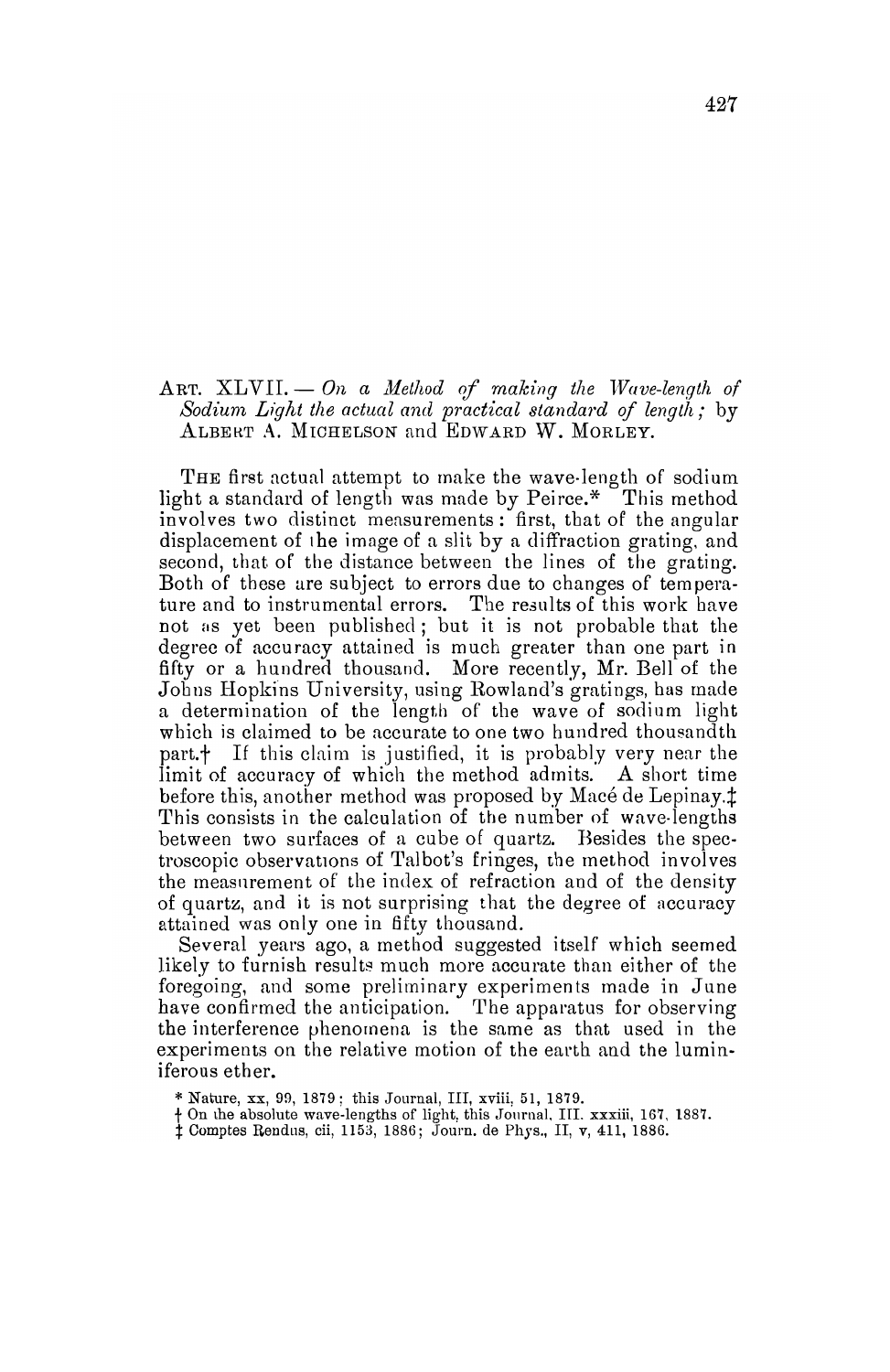## ART. XLVII. — *On a Method of making the Wave-length of Sodium Light the actual and practical standard of length;* by ALBERT A. MICHELSON and EDWARD W. MORLEY.

THE first actual attempt to make the wave-length of sodium light a standard of length was made by Peirce.* This method involves two distinct measurements: first, that of the angular displacement of the image of a slit by a diffraction grating, and second, that of the distance between the lines of the grating. Both of these are subject to errors due to changes of temperature and to instrumental errors. The results of this work have not as yet been published; but it is not probable that the degree of accuracy attained is much greater than one part in fifty or a hundred thousand. More recently, Mr. Bell of the Johns Hopkins University, using Rowland's gratings, has made a determination of the length of the wave of sodium light which is claimed to be accurate to one two hundred thousandth part.† If this claim is justified, it is probably very near the limit of accuracy of which the method admits. A short time before this, another method was proposed by Macé de Lepinay.‡ This consists in the calculation of the number of wave-lengths between two surfaces of a cube of quartz. Besides the spectroscopic observations of Talbot's fringes, the method involves the measurement of the index of refraction and of the density of quartz, and it is not surprising that the degree of accuracy attained was only one in fifty thousand.

Several years ago, a method suggested itself which seemed likely to furnish results much more accurate than either of the foregoing, and some preliminary experiments made in June have confirmed the anticipation. The apparatus for observing the interference phenomena is the same as that used in the experiments on the relative motion of the earth and the luminiferous ether.

\* Nature, xx, 99, 1879; this Journal, III, xviii, 51, 1879.

† On the absolute wave-lengths of light, this Journal, III. xxxiii, 167, 1887.

‡ Comptes Rendus, cii, 1153, 1886; Journ. de Phys., II, v, 411, 1886.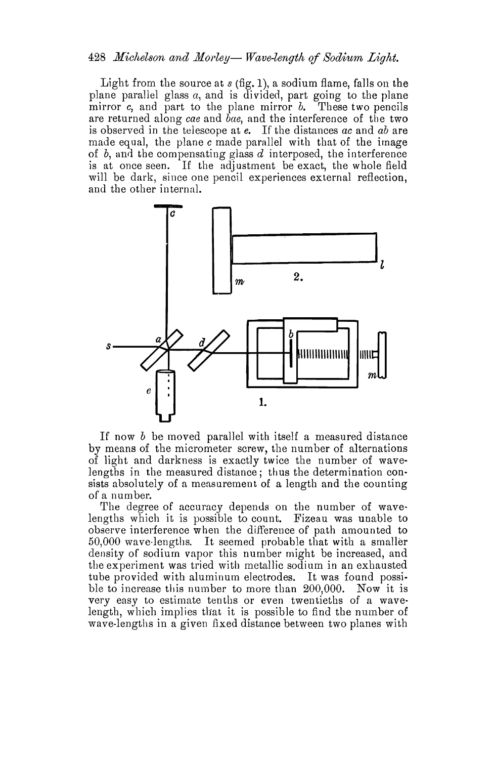Light from the source at *s* (fig. 1), a sodium flame, falls on the plane parallel glass *a*, and is divided, part going to the plane mirror *c*, and part to the plane mirror *b*. These two pencils are returned along *cae* and *bae*, and the interference of the two is observed in the telescope at *e*. If the distances *ac* and *ab* are made equal, the plane *c* made parallel with that of the image of *b*, and the compensating glass *d* interposed, the interference is at once seen. If the adjustment be exact, the whole field will be dark, since one pencil experiences external reflection, and the other internal.

If now *b* be moved parallel with itself a measured distance by means of the micrometer screw, the number of alternations of light and darkness is exactly twice the number of wave-lengths in the measured distance; thus the determination consists absolutely of a measurement of a length and the counting of a number.

The degree of accuracy depends on the number of wave-lengths which it is possible to count. Fizeau was unable to observe interference when the difference of path amounted to 50,000 wave-lengths. It seemed probable that with a smaller density of sodium vapor this number might be increased, and the experiment was tried with metallic sodium in an exhausted tube provided with aluminum electrodes. It was found possible to increase this number to more than 200,000. Now it is very easy to estimate tenths or even twentieths of a wave-length, which implies that it is possible to find the number of wave-lengths in a given fixed distance between two planes with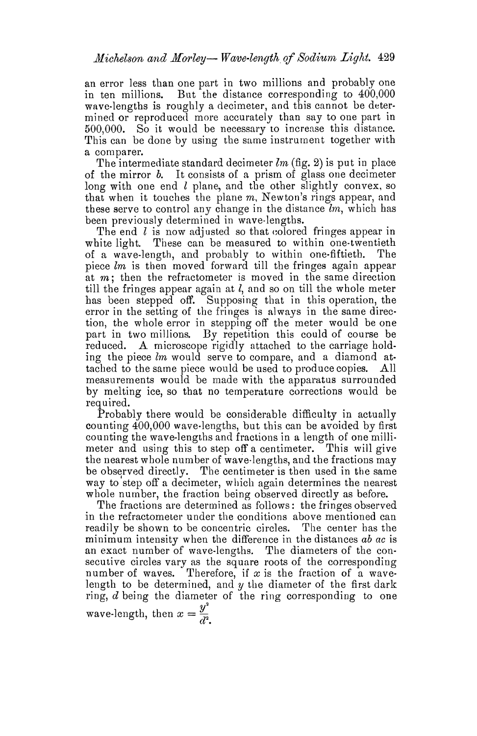an error less than one part in two millions and probably one in ten millions. But the distance corresponding to 400,000 wave-lengths is roughly a decimeter, and this cannot be determined or reproduced more accurately than say to one part in 500,000. So it would be necessary to increase this distance. This can be done by using the same instrument together with a comparer.

The intermediate standard decimeter $lm$ (fig. 2) is put in place of the mirror $b$. It consists of a prism of glass one decimeter long with one end $l$ plane, and the other slightly convex, so that when it touches the plane $m$, Newton's rings appear, and these serve to control any change in the distance $lm$, which has been previously determined in wave-lengths.

The end $l$ is now adjusted so that colored fringes appear in white light. These can be measured to within one-twentieth of a wave-length, and probably to within one-fiftieth. The piece $lm$ is then moved forward till the fringes again appear at $m$; then the refractometer is moved in the same direction till the fringes appear again at $l$, and so on till the whole meter has been stepped off. Supposing that in this operation, the error in the setting of the fringes is always in the same direction, the whole error in stepping off the meter would be one part in two millions. By repetition this could of course be reduced. A microscope rigidly attached to the carriage holding the piece $lm$ would serve to compare, and a diamond attached to the same piece would be used to produce copies. All measurements would be made with the apparatus surrounded by melting ice, so that no temperature corrections would be required.

Probably there would be considerable difficulty in actually counting 400,000 wave-lengths, but this can be avoided by first counting the wave-lengths and fractions in a length of one millimeter and using this to step off a centimeter. This will give the nearest whole number of wave-lengths, and the fractions may be observed directly. The centimeter is then used in the same way to step off a decimeter, which again determines the nearest whole number, the fraction being observed directly as before.

The fractions are determined as follows: the fringes observed in the refractometer under the conditions above mentioned can readily be shown to be concentric circles. The center has the minimum intensity when the difference in the distances $ab$ $ac$ is an exact number of wave-lengths. The diameters of the consecutive circles vary as the square roots of the corresponding number of waves. Therefore, if $x$ is the fraction of a wave-length to be determined, and $y$ the diameter of the first dark ring, $d$ being the diameter of the ring corresponding to one wave-length, then $x = \frac{y^2}{d^2}$.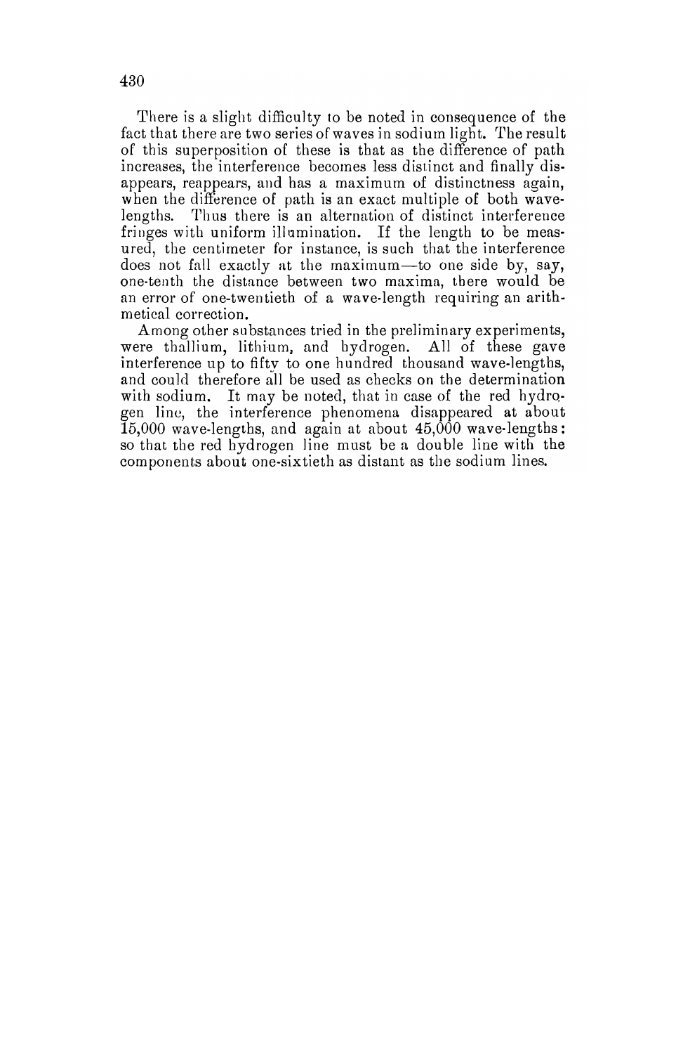There is a slight difficulty to be noted in consequence of the fact that there are two series of waves in sodium light. The result of this superposition of these is that as the difference of path increases, the interference becomes less distinct and finally disappears, reappears, and has a maximum of distinctness again, when the difference of path is an exact multiple of both wave-lengths. Thus there is an alternation of distinct interference fringes with uniform illumination. If the length to be measured, the centimeter for instance, is such that the interference does not fall exactly at the maximum—to one side by, say, one-tenth the distance between two maxima, there would be an error of one-twentieth of a wave-length requiring an arithmetical correction.

Among other substances tried in the preliminary experiments, were thallium, lithium, and hydrogen. All of these gave interference up to fifty to one hundred thousand wave-lengths, and could therefore all be used as checks on the determination with sodium. It may be noted, that in case of the red hydrogen line, the interference phenomena disappeared at about 15,000 wave-lengths, and again at about 45,000 wave-lengths: so that the red hydrogen line must be a double line with the components about one-sixtieth as distant as the sodium lines.